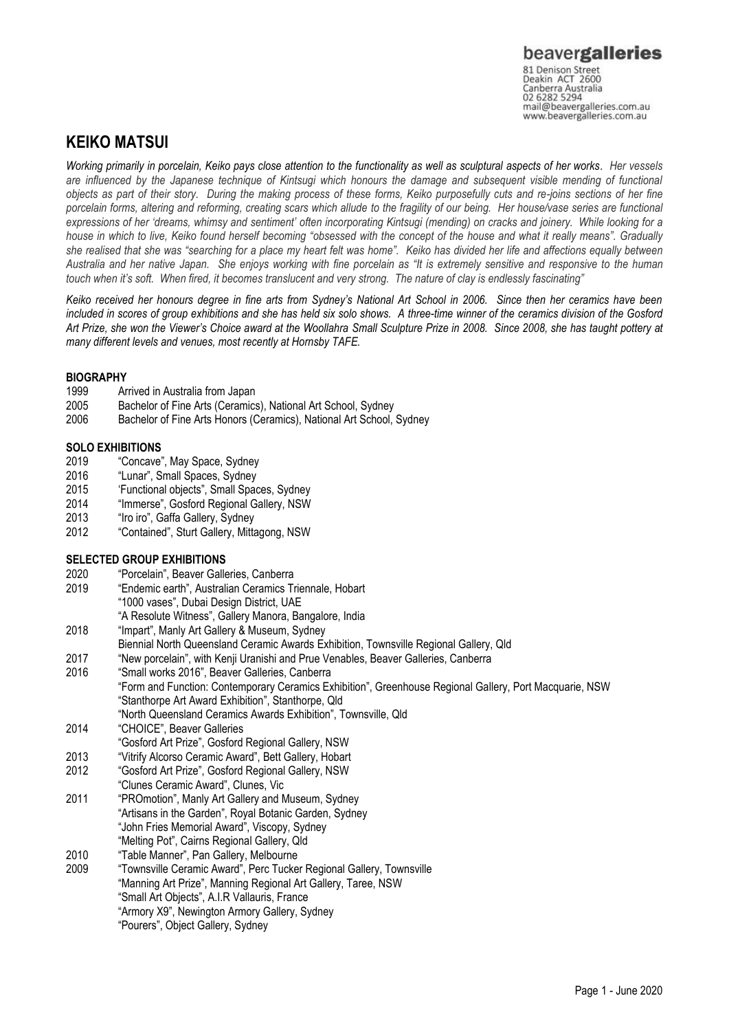beavergalleries
81 Denison Street
Deakin ACT 2600
Canberra Australia
02 6282 5294
mail@beavergalleries.com.au
www.beavergalleries.com.au

# KEIKO MATSUI

*Working primarily in porcelain, Keiko pays close attention to the functionality as well as sculptural aspects of her works. Her vessels are influenced by the Japanese technique of Kintsugi which honours the damage and subsequent visible mending of functional objects as part of their story. During the making process of these forms, Keiko purposefully cuts and re-joins sections of her fine porcelain forms, altering and reforming, creating scars which allude to the fragility of our being. Her house/vase series are functional expressions of her 'dreams, whimsy and sentiment' often incorporating Kintsugi (mending) on cracks and joinery. While looking for a house in which to live, Keiko found herself becoming "obsessed with the concept of the house and what it really means". Gradually she realised that she was "searching for a place my heart felt was home". Keiko has divided her life and affections equally between Australia and her native Japan. She enjoys working with fine porcelain as "It is extremely sensitive and responsive to the human touch when it's soft. When fired, it becomes translucent and very strong. The nature of clay is endlessly fascinating"*

*Keiko received her honours degree in fine arts from Sydney's National Art School in 2006. Since then her ceramics have been included in scores of group exhibitions and she has held six solo shows. A three-time winner of the ceramics division of the Gosford Art Prize, she won the Viewer's Choice award at the Woollahra Small Sculpture Prize in 2008. Since 2008, she has taught pottery at many different levels and venues, most recently at Hornsby TAFE.*

## BIOGRAPHY

1999 Arrived in Australia from Japan
2005 Bachelor of Fine Arts (Ceramics), National Art School, Sydney
2006 Bachelor of Fine Arts Honors (Ceramics), National Art School, Sydney

## SOLO EXHIBITIONS

2019 "Concave", May Space, Sydney
2016 "Lunar", Small Spaces, Sydney
2015 'Functional objects", Small Spaces, Sydney
2014 "Immerse", Gosford Regional Gallery, NSW
2013 "Iro iro", Gaffa Gallery, Sydney
2012 "Contained", Sturt Gallery, Mittagong, NSW

## SELECTED GROUP EXHIBITIONS

2020 "Porcelain", Beaver Galleries, Canberra
2019 "Endemic earth", Australian Ceramics Triennale, Hobart
"1000 vases", Dubai Design District, UAE
"A Resolute Witness", Gallery Manora, Bangalore, India
2018 "Impart", Manly Art Gallery & Museum, Sydney
Biennial North Queensland Ceramic Awards Exhibition, Townsville Regional Gallery, Qld
2017 "New porcelain", with Kenji Uranishi and Prue Venables, Beaver Galleries, Canberra
2016 "Small works 2016", Beaver Galleries, Canberra
"Form and Function: Contemporary Ceramics Exhibition", Greenhouse Regional Gallery, Port Macquarie, NSW
"Stanthorpe Art Award Exhibition", Stanthorpe, Qld
"North Queensland Ceramics Awards Exhibition", Townsville, Qld
2014 "CHOICE", Beaver Galleries
"Gosford Art Prize", Gosford Regional Gallery, NSW
2013 "Vitrify Alcorso Ceramic Award", Bett Gallery, Hobart
2012 "Gosford Art Prize", Gosford Regional Gallery, NSW
"Clunes Ceramic Award", Clunes, Vic
2011 "PROmotion", Manly Art Gallery and Museum, Sydney
"Artisans in the Garden", Royal Botanic Garden, Sydney
"John Fries Memorial Award", Viscopy, Sydney
"Melting Pot", Cairns Regional Gallery, Qld
2010 "Table Manner", Pan Gallery, Melbourne
2009 "Townsville Ceramic Award", Perc Tucker Regional Gallery, Townsville
"Manning Art Prize", Manning Regional Art Gallery, Taree, NSW
"Small Art Objects", A.I.R Vallauris, France
"Armory X9", Newington Armory Gallery, Sydney
"Pourers", Object Gallery, Sydney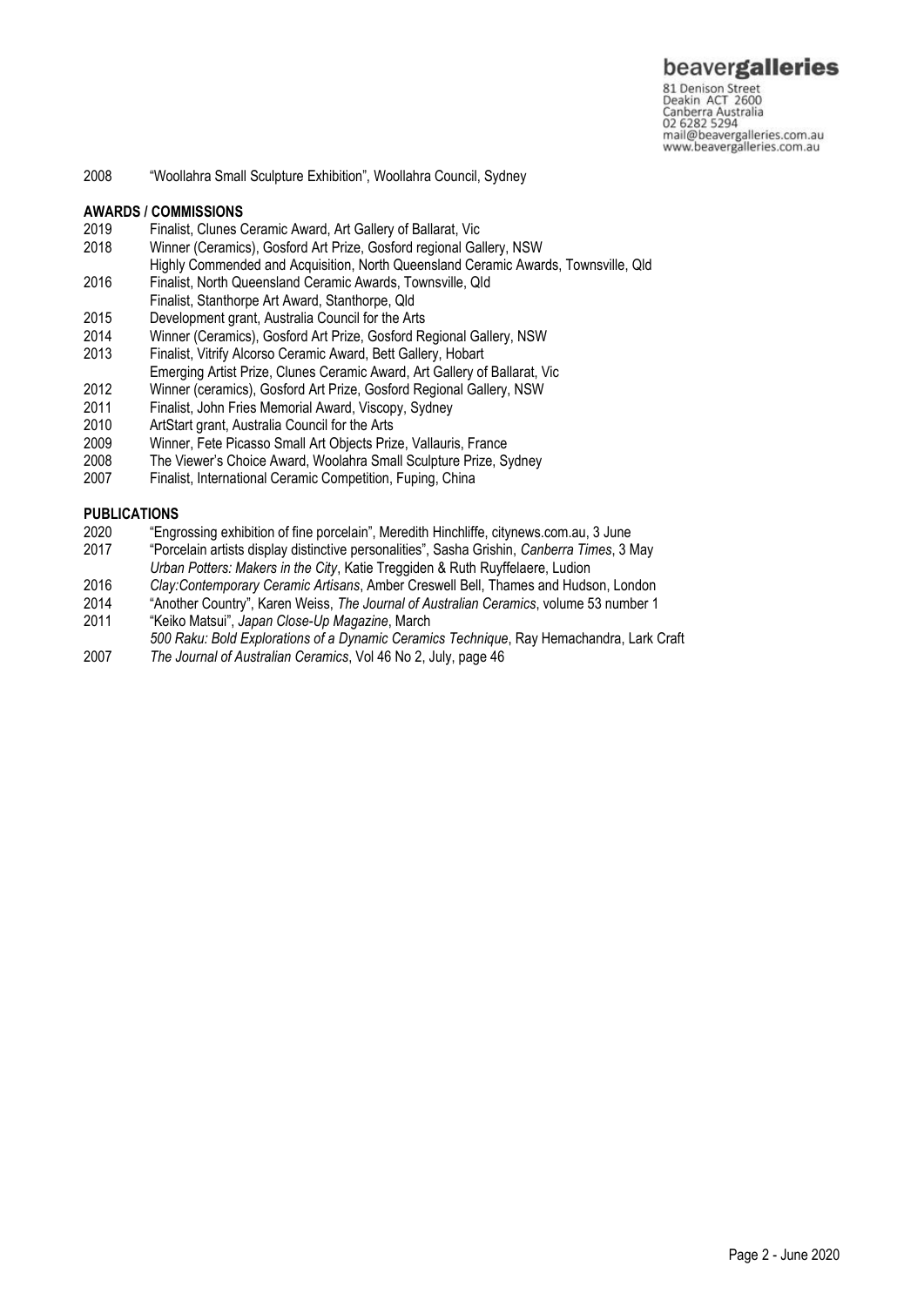2008 "Woollahra Small Sculpture Exhibition", Woollahra Council, Sydney

**AWARDS / COMMISSIONS**

2019 Finalist, Clunes Ceramic Award, Art Gallery of Ballarat, Vic
2018 Winner (Ceramics), Gosford Art Prize, Gosford regional Gallery, NSW
 Highly Commended and Acquisition, North Queensland Ceramic Awards, Townsville, Qld
2016 Finalist, North Queensland Ceramic Awards, Townsville, Qld
 Finalist, Stanthorpe Art Award, Stanthorpe, Qld
2015 Development grant, Australia Council for the Arts
2014 Winner (Ceramics), Gosford Art Prize, Gosford Regional Gallery, NSW
2013 Finalist, Vitrify Alcorso Ceramic Award, Bett Gallery, Hobart
 Emerging Artist Prize, Clunes Ceramic Award, Art Gallery of Ballarat, Vic
2012 Winner (ceramics), Gosford Art Prize, Gosford Regional Gallery, NSW
2011 Finalist, John Fries Memorial Award, Viscopy, Sydney
2010 ArtStart grant, Australia Council for the Arts
2009 Winner, Fete Picasso Small Art Objects Prize, Vallauris, France
2008 The Viewer's Choice Award, Woolahra Small Sculpture Prize, Sydney
2007 Finalist, International Ceramic Competition, Fuping, China

**PUBLICATIONS**

2020 "Engrossing exhibition of fine porcelain", Meredith Hinchliffe, citynews.com.au, 3 June
2017 "Porcelain artists display distinctive personalities", Sasha Grishin, *Canberra Times*, 3 May
 *Urban Potters: Makers in the City*, Katie Treggiden & Ruth Ruyffelaere, Ludion
2016 *Clay:Contemporary Ceramic Artisans*, Amber Creswell Bell, Thames and Hudson, London
2014 "Another Country", Karen Weiss, *The Journal of Australian Ceramics*, volume 53 number 1
2011 "Keiko Matsui", *Japan Close-Up Magazine*, March
 *500 Raku: Bold Explorations of a Dynamic Ceramics Technique*, Ray Hemachandra, Lark Craft
2007 *The Journal of Australian Ceramics*, Vol 46 No 2, July, page 46